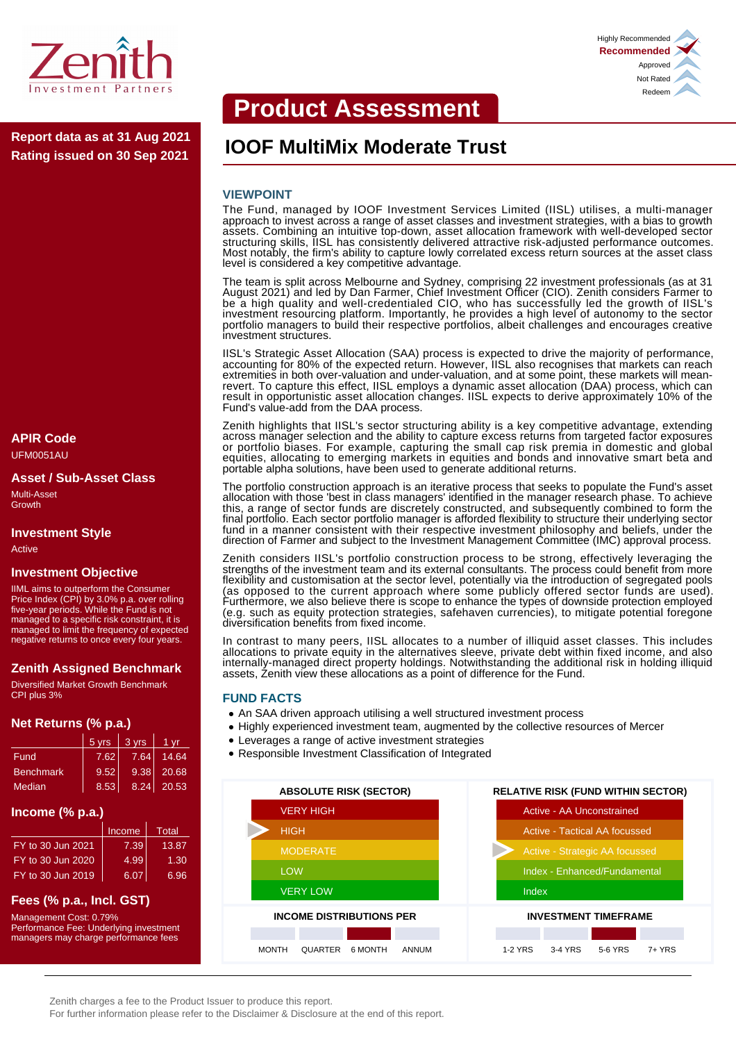Zenith Investment Partners

Highly Recommended
**Recommended**
Approved
Not Rated
Redeem

# Product Assessment

**Report data as at 31 Aug 2021**
**Rating issued on 30 Sep 2021**

## IOOF MultiMix Moderate Trust

### VIEWPOINT

The Fund, managed by IOOF Investment Services Limited (IISL) utilises, a multi-manager approach to invest across a range of asset classes and investment strategies, with a bias to growth assets. Combining an intuitive top-down, asset allocation framework with well-developed sector structuring skills, IISL has consistently delivered attractive risk-adjusted performance outcomes. Most notably, the firm's ability to capture lowly correlated excess return sources at the asset class level is considered a key competitive advantage.

The team is split across Melbourne and Sydney, comprising 22 investment professionals (as at 31 August 2021) and led by Dan Farmer, Chief Investment Officer (CIO). Zenith considers Farmer to be a high quality and well-credentialed CIO, who has successfully led the growth of IISL's investment resourcing platform. Importantly, he provides a high level of autonomy to the sector portfolio managers to build their respective portfolios, albeit challenges and encourages creative investment structures.

IISL's Strategic Asset Allocation (SAA) process is expected to drive the majority of performance, accounting for 80% of the expected return. However, IISL also recognises that markets can reach extremities in both over-valuation and under-valuation, and at some point, these markets will mean-revert. To capture this effect, IISL employs a dynamic asset allocation (DAA) process, which can result in opportunistic asset allocation changes. IISL expects to derive approximately 10% of the Fund's value-add from the DAA process.

Zenith highlights that IISL's sector structuring ability is a key competitive advantage, extending across manager selection and the ability to capture excess returns from targeted factor exposures or portfolio biases. For example, capturing the small cap risk premia in domestic and global equities, allocating to emerging markets in equities and bonds and innovative smart beta and portable alpha solutions, have been used to generate additional returns.

The portfolio construction approach is an iterative process that seeks to populate the Fund's asset allocation with those 'best in class managers' identified in the manager research phase. To achieve this, a range of sector funds are discretely constructed, and subsequently combined to form the final portfolio. Each sector portfolio manager is afforded flexibility to structure their underlying sector fund in a manner consistent with their respective investment philosophy and beliefs, under the direction of Farmer and subject to the Investment Management Committee (IMC) approval process.

Zenith considers IISL's portfolio construction process to be strong, effectively leveraging the strengths of the investment team and its external consultants. The process could benefit from more flexibility and customisation at the sector level, potentially via the introduction of segregated pools (as opposed to the current approach where some publicly offered sector funds are used). Furthermore, we also believe there is scope to enhance the types of downside protection employed (e.g. such as equity protection strategies, safehaven currencies), to mitigate potential foregone diversification benefits from fixed income.

In contrast to many peers, IISL allocates to a number of illiquid asset classes. This includes allocations to private equity in the alternatives sleeve, private debt within fixed income, and also internally-managed direct property holdings. Notwithstanding the additional risk in holding illiquid assets, Zenith view these allocations as a point of difference for the Fund.

### FUND FACTS

- An SAA driven approach utilising a well structured investment process
- Highly experienced investment team, augmented by the collective resources of Mercer
- Leverages a range of active investment strategies
- Responsible Investment Classification of Integrated

**ABSOLUTE RISK (SECTOR)**

VERY HIGH
HIGH ◄
MODERATE
LOW
VERY LOW

**RELATIVE RISK (FUND WITHIN SECTOR)**

Active - AA Unconstrained
Active - Tactical AA focussed
Active - Strategic AA focussed ◄
Index - Enhanced/Fundamental
Index

**INCOME DISTRIBUTIONS PER**

MONTH QUARTER 6 MONTH ANNUM

**INVESTMENT TIMEFRAME**

1-2 YRS 3-4 YRS 5-6 YRS 7+ YRS

### APIR Code

UFM0051AU

### Asset / Sub-Asset Class

Multi-Asset
Growth

### Investment Style

Active

### Investment Objective

IIML aims to outperform the Consumer Price Index (CPI) by 3.0% p.a. over rolling five-year periods. While the Fund is not managed to a specific risk constraint, it is managed to limit the frequency of expected negative returns to once every four years.

### Zenith Assigned Benchmark

Diversified Market Growth Benchmark
CPI plus 3%

### Net Returns (% p.a.)

| | 5 yrs | 3 yrs | 1 yr |
|---|---|---|---|
| Fund | 7.62 | 7.64 | 14.64 |
| Benchmark | 9.52 | 9.38 | 20.68 |
| Median | 8.53 | 8.24 | 20.53 |

### Income (% p.a.)

| | Income | Total |
|---|---|---|
| FY to 30 Jun 2021 | 7.39 | 13.87 |
| FY to 30 Jun 2020 | 4.99 | 1.30 |
| FY to 30 Jun 2019 | 6.07 | 6.96 |

### Fees (% p.a., Incl. GST)

Management Cost: 0.79%
Performance Fee: Underlying investment managers may charge performance fees

Zenith charges a fee to the Product Issuer to produce this report.
For further information please refer to the Disclaimer & Disclosure at the end of this report.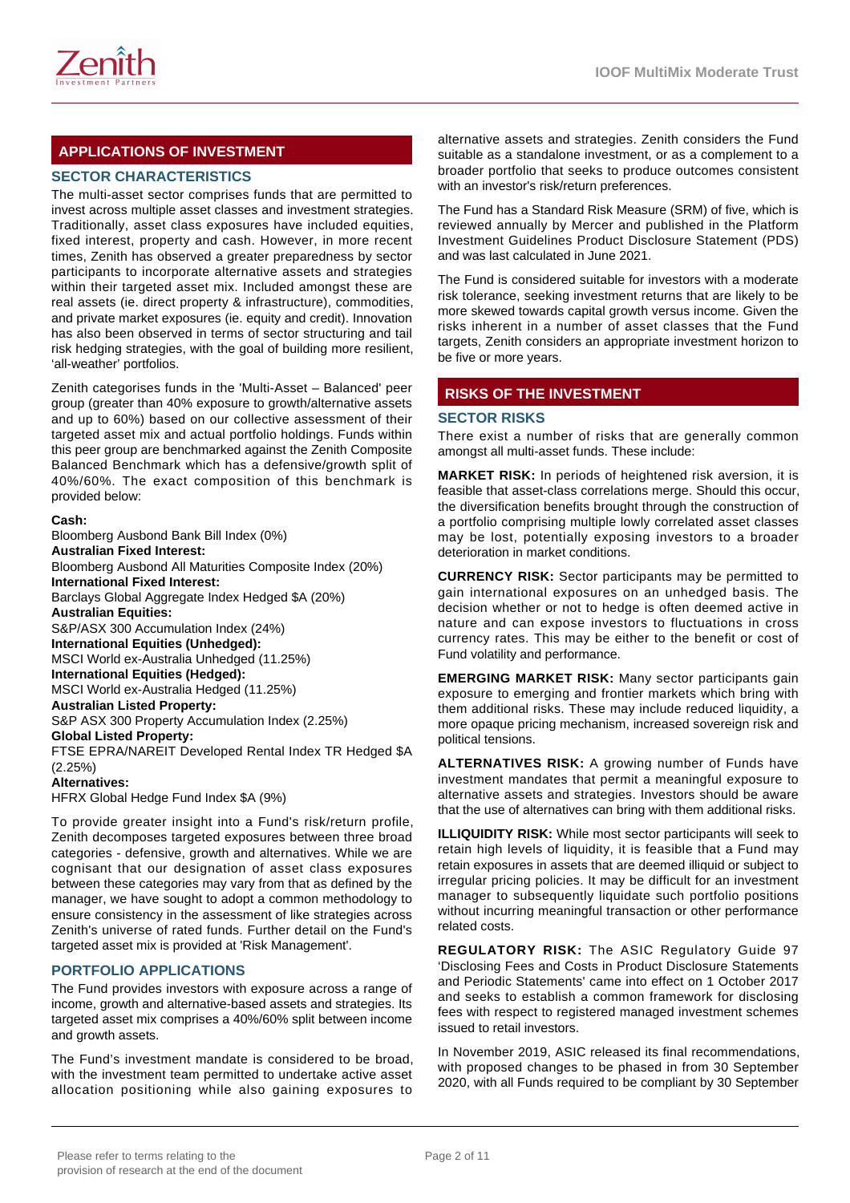## APPLICATIONS OF INVESTMENT

### SECTOR CHARACTERISTICS

The multi-asset sector comprises funds that are permitted to invest across multiple asset classes and investment strategies. Traditionally, asset class exposures have included equities, fixed interest, property and cash. However, in more recent times, Zenith has observed a greater preparedness by sector participants to incorporate alternative assets and strategies within their targeted asset mix. Included amongst these are real assets (ie. direct property & infrastructure), commodities, and private market exposures (ie. equity and credit). Innovation has also been observed in terms of sector structuring and tail risk hedging strategies, with the goal of building more resilient, 'all-weather' portfolios.

Zenith categorises funds in the 'Multi-Asset – Balanced' peer group (greater than 40% exposure to growth/alternative assets and up to 60%) based on our collective assessment of their targeted asset mix and actual portfolio holdings. Funds within this peer group are benchmarked against the Zenith Composite Balanced Benchmark which has a defensive/growth split of 40%/60%. The exact composition of this benchmark is provided below:

**Cash:**
Bloomberg Ausbond Bank Bill Index (0%)
**Australian Fixed Interest:**
Bloomberg Ausbond All Maturities Composite Index (20%)
**International Fixed Interest:**
Barclays Global Aggregate Index Hedged $A (20%)
**Australian Equities:**
S&P/ASX 300 Accumulation Index (24%)
**International Equities (Unhedged):**
MSCI World ex-Australia Unhedged (11.25%)
**International Equities (Hedged):**
MSCI World ex-Australia Hedged (11.25%)
**Australian Listed Property:**
S&P ASX 300 Property Accumulation Index (2.25%)
**Global Listed Property:**
FTSE EPRA/NAREIT Developed Rental Index TR Hedged $A (2.25%)
**Alternatives:**
HFRX Global Hedge Fund Index $A (9%)

To provide greater insight into a Fund's risk/return profile, Zenith decomposes targeted exposures between three broad categories - defensive, growth and alternatives. While we are cognisant that our designation of asset class exposures between these categories may vary from that as defined by the manager, we have sought to adopt a common methodology to ensure consistency in the assessment of like strategies across Zenith's universe of rated funds. Further detail on the Fund's targeted asset mix is provided at 'Risk Management'.

### PORTFOLIO APPLICATIONS

The Fund provides investors with exposure across a range of income, growth and alternative-based assets and strategies. Its targeted asset mix comprises a 40%/60% split between income and growth assets.

The Fund's investment mandate is considered to be broad, with the investment team permitted to undertake active asset allocation positioning while also gaining exposures to alternative assets and strategies. Zenith considers the Fund suitable as a standalone investment, or as a complement to a broader portfolio that seeks to produce outcomes consistent with an investor's risk/return preferences.

The Fund has a Standard Risk Measure (SRM) of five, which is reviewed annually by Mercer and published in the Platform Investment Guidelines Product Disclosure Statement (PDS) and was last calculated in June 2021.

The Fund is considered suitable for investors with a moderate risk tolerance, seeking investment returns that are likely to be more skewed towards capital growth versus income. Given the risks inherent in a number of asset classes that the Fund targets, Zenith considers an appropriate investment horizon to be five or more years.

## RISKS OF THE INVESTMENT

### SECTOR RISKS

There exist a number of risks that are generally common amongst all multi-asset funds. These include:

**MARKET RISK:** In periods of heightened risk aversion, it is feasible that asset-class correlations merge. Should this occur, the diversification benefits brought through the construction of a portfolio comprising multiple lowly correlated asset classes may be lost, potentially exposing investors to a broader deterioration in market conditions.

**CURRENCY RISK:** Sector participants may be permitted to gain international exposures on an unhedged basis. The decision whether or not to hedge is often deemed active in nature and can expose investors to fluctuations in cross currency rates. This may be either to the benefit or cost of Fund volatility and performance.

**EMERGING MARKET RISK:** Many sector participants gain exposure to emerging and frontier markets which bring with them additional risks. These may include reduced liquidity, a more opaque pricing mechanism, increased sovereign risk and political tensions.

**ALTERNATIVES RISK:** A growing number of Funds have investment mandates that permit a meaningful exposure to alternative assets and strategies. Investors should be aware that the use of alternatives can bring with them additional risks.

**ILLIQUIDITY RISK:** While most sector participants will seek to retain high levels of liquidity, it is feasible that a Fund may retain exposures in assets that are deemed illiquid or subject to irregular pricing policies. It may be difficult for an investment manager to subsequently liquidate such portfolio positions without incurring meaningful transaction or other performance related costs.

**REGULATORY RISK:** The ASIC Regulatory Guide 97 'Disclosing Fees and Costs in Product Disclosure Statements and Periodic Statements' came into effect on 1 October 2017 and seeks to establish a common framework for disclosing fees with respect to registered managed investment schemes issued to retail investors.

In November 2019, ASIC released its final recommendations, with proposed changes to be phased in from 30 September 2020, with all Funds required to be compliant by 30 September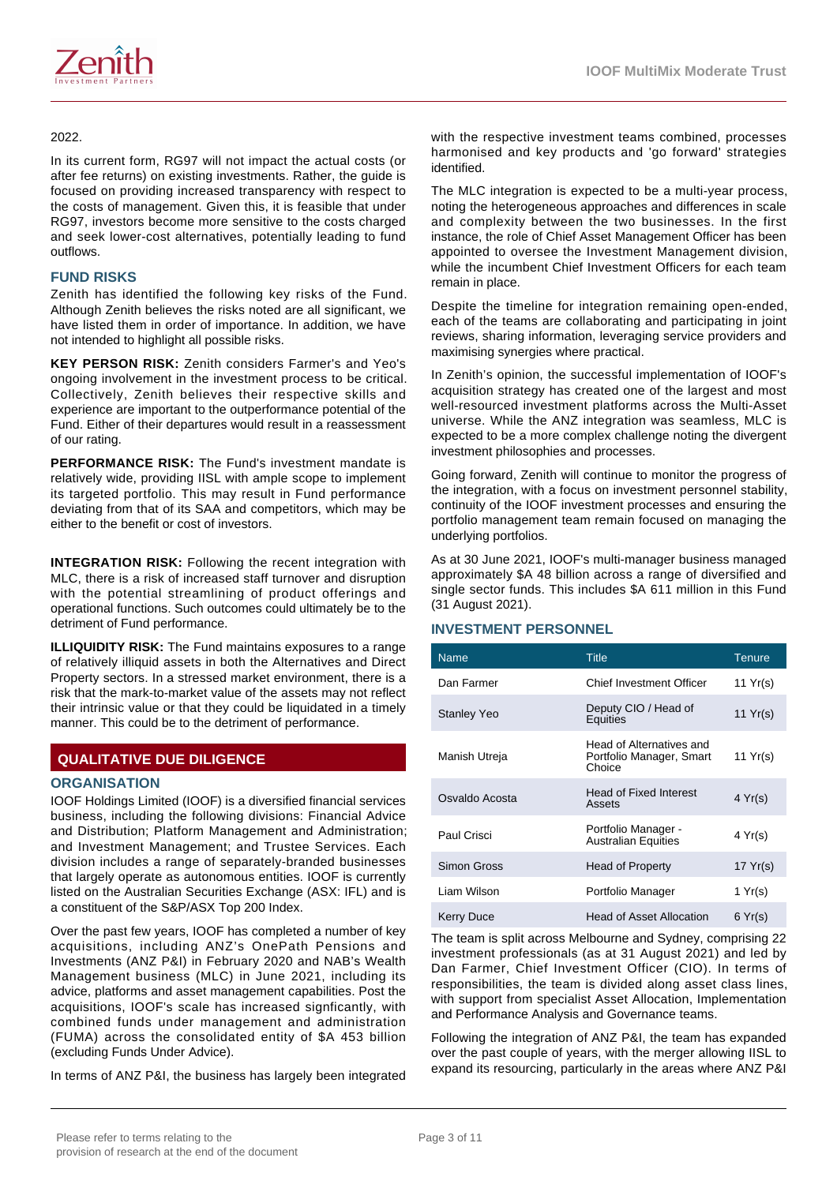2022.

In its current form, RG97 will not impact the actual costs (or after fee returns) on existing investments. Rather, the guide is focused on providing increased transparency with respect to the costs of management. Given this, it is feasible that under RG97, investors become more sensitive to the costs charged and seek lower-cost alternatives, potentially leading to fund outflows.

### FUND RISKS

Zenith has identified the following key risks of the Fund. Although Zenith believes the risks noted are all significant, we have listed them in order of importance. In addition, we have not intended to highlight all possible risks.

**KEY PERSON RISK:** Zenith considers Farmer's and Yeo's ongoing involvement in the investment process to be critical. Collectively, Zenith believes their respective skills and experience are important to the outperformance potential of the Fund. Either of their departures would result in a reassessment of our rating.

**PERFORMANCE RISK:** The Fund's investment mandate is relatively wide, providing IISL with ample scope to implement its targeted portfolio. This may result in Fund performance deviating from that of its SAA and competitors, which may be either to the benefit or cost of investors.

**INTEGRATION RISK:** Following the recent integration with MLC, there is a risk of increased staff turnover and disruption with the potential streamlining of product offerings and operational functions. Such outcomes could ultimately be to the detriment of Fund performance.

**ILLIQUIDITY RISK:** The Fund maintains exposures to a range of relatively illiquid assets in both the Alternatives and Direct Property sectors. In a stressed market environment, there is a risk that the mark-to-market value of the assets may not reflect their intrinsic value or that they could be liquidated in a timely manner. This could be to the detriment of performance.

## QUALITATIVE DUE DILIGENCE

### ORGANISATION

IOOF Holdings Limited (IOOF) is a diversified financial services business, including the following divisions: Financial Advice and Distribution; Platform Management and Administration; and Investment Management; and Trustee Services. Each division includes a range of separately-branded businesses that largely operate as autonomous entities. IOOF is currently listed on the Australian Securities Exchange (ASX: IFL) and is a constituent of the S&P/ASX Top 200 Index.

Over the past few years, IOOF has completed a number of key acquisitions, including ANZ's OnePath Pensions and Investments (ANZ P&I) in February 2020 and NAB's Wealth Management business (MLC) in June 2021, including its advice, platforms and asset management capabilities. Post the acquisitions, IOOF's scale has increased signficantly, with combined funds under management and administration (FUMA) across the consolidated entity of $A 453 billion (excluding Funds Under Advice).

In terms of ANZ P&I, the business has largely been integrated with the respective investment teams combined, processes harmonised and key products and 'go forward' strategies identified.

The MLC integration is expected to be a multi-year process, noting the heterogeneous approaches and differences in scale and complexity between the two businesses. In the first instance, the role of Chief Asset Management Officer has been appointed to oversee the Investment Management division, while the incumbent Chief Investment Officers for each team remain in place.

Despite the timeline for integration remaining open-ended, each of the teams are collaborating and participating in joint reviews, sharing information, leveraging service providers and maximising synergies where practical.

In Zenith's opinion, the successful implementation of IOOF's acquisition strategy has created one of the largest and most well-resourced investment platforms across the Multi-Asset universe. While the ANZ integration was seamless, MLC is expected to be a more complex challenge noting the divergent investment philosophies and processes.

Going forward, Zenith will continue to monitor the progress of the integration, with a focus on investment personnel stability, continuity of the IOOF investment processes and ensuring the portfolio management team remain focused on managing the underlying portfolios.

As at 30 June 2021, IOOF's multi-manager business managed approximately $A 48 billion across a range of diversified and single sector funds. This includes $A 611 million in this Fund (31 August 2021).

### INVESTMENT PERSONNEL

| Name | Title | Tenure |
|---|---|---|
| Dan Farmer | Chief Investment Officer | 11 Yr(s) |
| Stanley Yeo | Deputy CIO / Head of Equities | 11 Yr(s) |
| Manish Utreja | Head of Alternatives and Portfolio Manager, Smart Choice | 11 Yr(s) |
| Osvaldo Acosta | Head of Fixed Interest Assets | 4 Yr(s) |
| Paul Crisci | Portfolio Manager - Australian Equities | 4 Yr(s) |
| Simon Gross | Head of Property | 17 Yr(s) |
| Liam Wilson | Portfolio Manager | 1 Yr(s) |
| Kerry Duce | Head of Asset Allocation | 6 Yr(s) |

The team is split across Melbourne and Sydney, comprising 22 investment professionals (as at 31 August 2021) and led by Dan Farmer, Chief Investment Officer (CIO). In terms of responsibilities, the team is divided along asset class lines, with support from specialist Asset Allocation, Implementation and Performance Analysis and Governance teams.

Following the integration of ANZ P&I, the team has expanded over the past couple of years, with the merger allowing IISL to expand its resourcing, particularly in the areas where ANZ P&I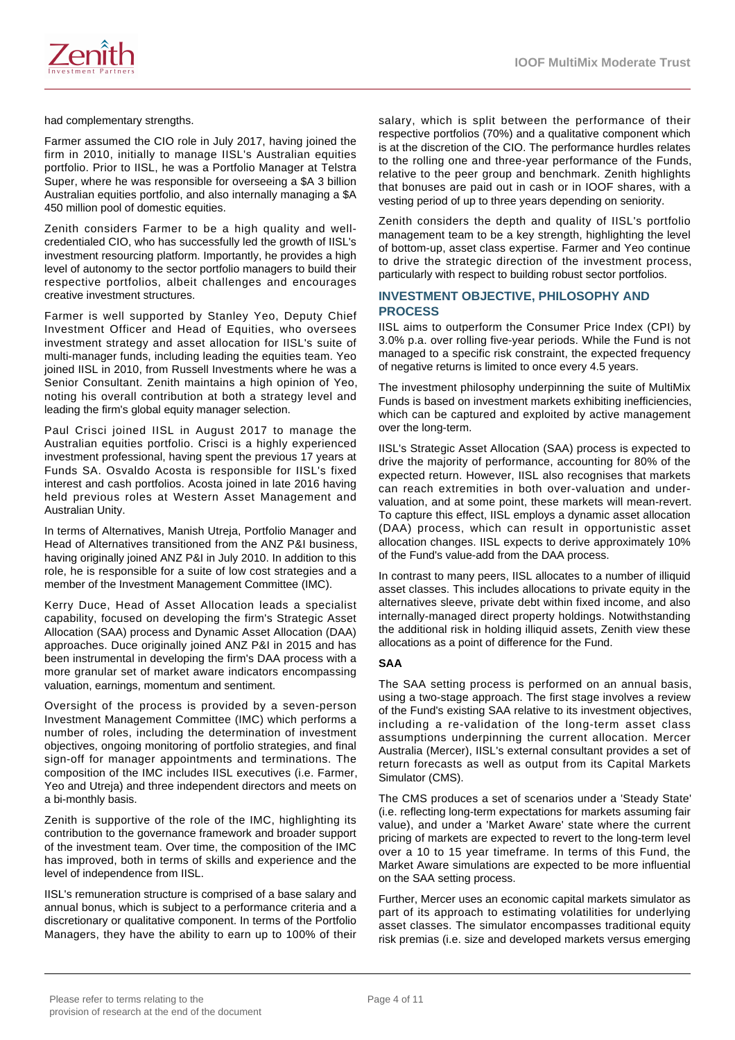had complementary strengths.

Farmer assumed the CIO role in July 2017, having joined the firm in 2010, initially to manage IISL's Australian equities portfolio. Prior to IISL, he was a Portfolio Manager at Telstra Super, where he was responsible for overseeing a $A 3 billion Australian equities portfolio, and also internally managing a $A 450 million pool of domestic equities.

Zenith considers Farmer to be a high quality and well-credentialed CIO, who has successfully led the growth of IISL's investment resourcing platform. Importantly, he provides a high level of autonomy to the sector portfolio managers to build their respective portfolios, albeit challenges and encourages creative investment structures.

Farmer is well supported by Stanley Yeo, Deputy Chief Investment Officer and Head of Equities, who oversees investment strategy and asset allocation for IISL's suite of multi-manager funds, including leading the equities team. Yeo joined IISL in 2010, from Russell Investments where he was a Senior Consultant. Zenith maintains a high opinion of Yeo, noting his overall contribution at both a strategy level and leading the firm's global equity manager selection.

Paul Crisci joined IISL in August 2017 to manage the Australian equities portfolio. Crisci is a highly experienced investment professional, having spent the previous 17 years at Funds SA. Osvaldo Acosta is responsible for IISL's fixed interest and cash portfolios. Acosta joined in late 2016 having held previous roles at Western Asset Management and Australian Unity.

In terms of Alternatives, Manish Utreja, Portfolio Manager and Head of Alternatives transitioned from the ANZ P&I business, having originally joined ANZ P&I in July 2010. In addition to this role, he is responsible for a suite of low cost strategies and a member of the Investment Management Committee (IMC).

Kerry Duce, Head of Asset Allocation leads a specialist capability, focused on developing the firm's Strategic Asset Allocation (SAA) process and Dynamic Asset Allocation (DAA) approaches. Duce originally joined ANZ P&I in 2015 and has been instrumental in developing the firm's DAA process with a more granular set of market aware indicators encompassing valuation, earnings, momentum and sentiment.

Oversight of the process is provided by a seven-person Investment Management Committee (IMC) which performs a number of roles, including the determination of investment objectives, ongoing monitoring of portfolio strategies, and final sign-off for manager appointments and terminations. The composition of the IMC includes IISL executives (i.e. Farmer, Yeo and Utreja) and three independent directors and meets on a bi-monthly basis.

Zenith is supportive of the role of the IMC, highlighting its contribution to the governance framework and broader support of the investment team. Over time, the composition of the IMC has improved, both in terms of skills and experience and the level of independence from IISL.

IISL's remuneration structure is comprised of a base salary and annual bonus, which is subject to a performance criteria and a discretionary or qualitative component. In terms of the Portfolio Managers, they have the ability to earn up to 100% of their salary, which is split between the performance of their respective portfolios (70%) and a qualitative component which is at the discretion of the CIO. The performance hurdles relates to the rolling one and three-year performance of the Funds, relative to the peer group and benchmark. Zenith highlights that bonuses are paid out in cash or in IOOF shares, with a vesting period of up to three years depending on seniority.

Zenith considers the depth and quality of IISL's portfolio management team to be a key strength, highlighting the level of bottom-up, asset class expertise. Farmer and Yeo continue to drive the strategic direction of the investment process, particularly with respect to building robust sector portfolios.

## INVESTMENT OBJECTIVE, PHILOSOPHY AND PROCESS

IISL aims to outperform the Consumer Price Index (CPI) by 3.0% p.a. over rolling five-year periods. While the Fund is not managed to a specific risk constraint, the expected frequency of negative returns is limited to once every 4.5 years.

The investment philosophy underpinning the suite of MultiMix Funds is based on investment markets exhibiting inefficiencies, which can be captured and exploited by active management over the long-term.

IISL's Strategic Asset Allocation (SAA) process is expected to drive the majority of performance, accounting for 80% of the expected return. However, IISL also recognises that markets can reach extremities in both over-valuation and under-valuation, and at some point, these markets will mean-revert. To capture this effect, IISL employs a dynamic asset allocation (DAA) process, which can result in opportunistic asset allocation changes. IISL expects to derive approximately 10% of the Fund's value-add from the DAA process.

In contrast to many peers, IISL allocates to a number of illiquid asset classes. This includes allocations to private equity in the alternatives sleeve, private debt within fixed income, and also internally-managed direct property holdings. Notwithstanding the additional risk in holding illiquid assets, Zenith view these allocations as a point of difference for the Fund.

### SAA

The SAA setting process is performed on an annual basis, using a two-stage approach. The first stage involves a review of the Fund's existing SAA relative to its investment objectives, including a re-validation of the long-term asset class assumptions underpinning the current allocation. Mercer Australia (Mercer), IISL's external consultant provides a set of return forecasts as well as output from its Capital Markets Simulator (CMS).

The CMS produces a set of scenarios under a 'Steady State' (i.e. reflecting long-term expectations for markets assuming fair value), and under a 'Market Aware' state where the current pricing of markets are expected to revert to the long-term level over a 10 to 15 year timeframe. In terms of this Fund, the Market Aware simulations are expected to be more influential on the SAA setting process.

Further, Mercer uses an economic capital markets simulator as part of its approach to estimating volatilities for underlying asset classes. The simulator encompasses traditional equity risk premias (i.e. size and developed markets versus emerging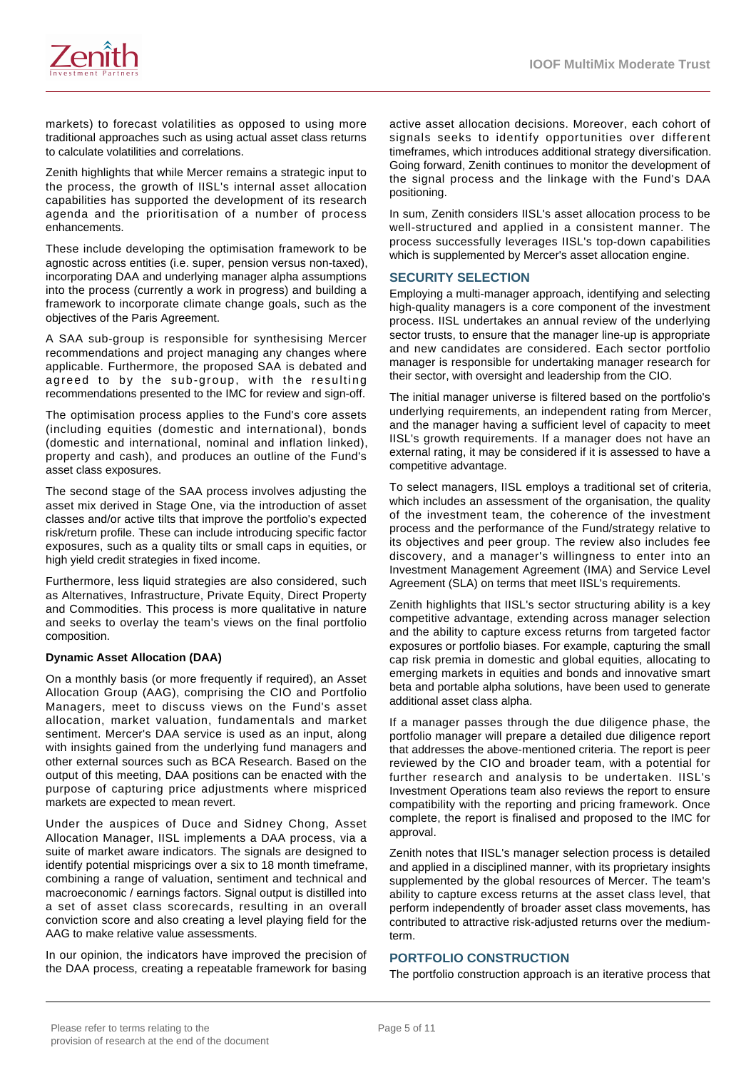markets) to forecast volatilities as opposed to using more traditional approaches such as using actual asset class returns to calculate volatilities and correlations.

Zenith highlights that while Mercer remains a strategic input to the process, the growth of IISL's internal asset allocation capabilities has supported the development of its research agenda and the prioritisation of a number of process enhancements.

These include developing the optimisation framework to be agnostic across entities (i.e. super, pension versus non-taxed), incorporating DAA and underlying manager alpha assumptions into the process (currently a work in progress) and building a framework to incorporate climate change goals, such as the objectives of the Paris Agreement.

A SAA sub-group is responsible for synthesising Mercer recommendations and project managing any changes where applicable. Furthermore, the proposed SAA is debated and agreed to by the sub-group, with the resulting recommendations presented to the IMC for review and sign-off.

The optimisation process applies to the Fund's core assets (including equities (domestic and international), bonds (domestic and international, nominal and inflation linked), property and cash), and produces an outline of the Fund's asset class exposures.

The second stage of the SAA process involves adjusting the asset mix derived in Stage One, via the introduction of asset classes and/or active tilts that improve the portfolio's expected risk/return profile. These can include introducing specific factor exposures, such as a quality tilts or small caps in equities, or high yield credit strategies in fixed income.

Furthermore, less liquid strategies are also considered, such as Alternatives, Infrastructure, Private Equity, Direct Property and Commodities. This process is more qualitative in nature and seeks to overlay the team's views on the final portfolio composition.

**Dynamic Asset Allocation (DAA)**

On a monthly basis (or more frequently if required), an Asset Allocation Group (AAG), comprising the CIO and Portfolio Managers, meet to discuss views on the Fund's asset allocation, market valuation, fundamentals and market sentiment. Mercer's DAA service is used as an input, along with insights gained from the underlying fund managers and other external sources such as BCA Research. Based on the output of this meeting, DAA positions can be enacted with the purpose of capturing price adjustments where mispriced markets are expected to mean revert.

Under the auspices of Duce and Sidney Chong, Asset Allocation Manager, IISL implements a DAA process, via a suite of market aware indicators. The signals are designed to identify potential mispricings over a six to 18 month timeframe, combining a range of valuation, sentiment and technical and macroeconomic / earnings factors. Signal output is distilled into a set of asset class scorecards, resulting in an overall conviction score and also creating a level playing field for the AAG to make relative value assessments.

In our opinion, the indicators have improved the precision of the DAA process, creating a repeatable framework for basing active asset allocation decisions. Moreover, each cohort of signals seeks to identify opportunities over different timeframes, which introduces additional strategy diversification. Going forward, Zenith continues to monitor the development of the signal process and the linkage with the Fund's DAA positioning.

In sum, Zenith considers IISL's asset allocation process to be well-structured and applied in a consistent manner. The process successfully leverages IISL's top-down capabilities which is supplemented by Mercer's asset allocation engine.

## SECURITY SELECTION

Employing a multi-manager approach, identifying and selecting high-quality managers is a core component of the investment process. IISL undertakes an annual review of the underlying sector trusts, to ensure that the manager line-up is appropriate and new candidates are considered. Each sector portfolio manager is responsible for undertaking manager research for their sector, with oversight and leadership from the CIO.

The initial manager universe is filtered based on the portfolio's underlying requirements, an independent rating from Mercer, and the manager having a sufficient level of capacity to meet IISL's growth requirements. If a manager does not have an external rating, it may be considered if it is assessed to have a competitive advantage.

To select managers, IISL employs a traditional set of criteria, which includes an assessment of the organisation, the quality of the investment team, the coherence of the investment process and the performance of the Fund/strategy relative to its objectives and peer group. The review also includes fee discovery, and a manager's willingness to enter into an Investment Management Agreement (IMA) and Service Level Agreement (SLA) on terms that meet IISL's requirements.

Zenith highlights that IISL's sector structuring ability is a key competitive advantage, extending across manager selection and the ability to capture excess returns from targeted factor exposures or portfolio biases. For example, capturing the small cap risk premia in domestic and global equities, allocating to emerging markets in equities and bonds and innovative smart beta and portable alpha solutions, have been used to generate additional asset class alpha.

If a manager passes through the due diligence phase, the portfolio manager will prepare a detailed due diligence report that addresses the above-mentioned criteria. The report is peer reviewed by the CIO and broader team, with a potential for further research and analysis to be undertaken. IISL's Investment Operations team also reviews the report to ensure compatibility with the reporting and pricing framework. Once complete, the report is finalised and proposed to the IMC for approval.

Zenith notes that IISL's manager selection process is detailed and applied in a disciplined manner, with its proprietary insights supplemented by the global resources of Mercer. The team's ability to capture excess returns at the asset class level, that perform independently of broader asset class movements, has contributed to attractive risk-adjusted returns over the medium-term.

## PORTFOLIO CONSTRUCTION

The portfolio construction approach is an iterative process that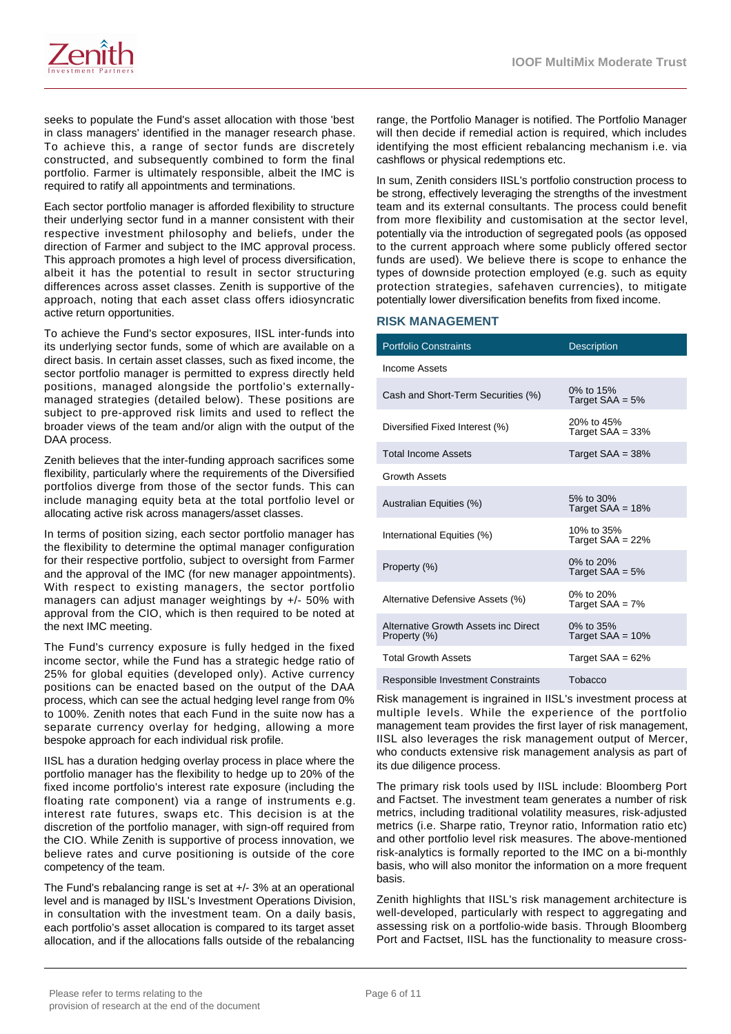seeks to populate the Fund's asset allocation with those 'best in class managers' identified in the manager research phase. To achieve this, a range of sector funds are discretely constructed, and subsequently combined to form the final portfolio. Farmer is ultimately responsible, albeit the IMC is required to ratify all appointments and terminations.

Each sector portfolio manager is afforded flexibility to structure their underlying sector fund in a manner consistent with their respective investment philosophy and beliefs, under the direction of Farmer and subject to the IMC approval process. This approach promotes a high level of process diversification, albeit it has the potential to result in sector structuring differences across asset classes. Zenith is supportive of the approach, noting that each asset class offers idiosyncratic active return opportunities.

To achieve the Fund's sector exposures, IISL inter-funds into its underlying sector funds, some of which are available on a direct basis. In certain asset classes, such as fixed income, the sector portfolio manager is permitted to express directly held positions, managed alongside the portfolio's externally-managed strategies (detailed below). These positions are subject to pre-approved risk limits and used to reflect the broader views of the team and/or align with the output of the DAA process.

Zenith believes that the inter-funding approach sacrifices some flexibility, particularly where the requirements of the Diversified portfolios diverge from those of the sector funds. This can include managing equity beta at the total portfolio level or allocating active risk across managers/asset classes.

In terms of position sizing, each sector portfolio manager has the flexibility to determine the optimal manager configuration for their respective portfolio, subject to oversight from Farmer and the approval of the IMC (for new manager appointments). With respect to existing managers, the sector portfolio managers can adjust manager weightings by +/- 50% with approval from the CIO, which is then required to be noted at the next IMC meeting.

The Fund's currency exposure is fully hedged in the fixed income sector, while the Fund has a strategic hedge ratio of 25% for global equities (developed only). Active currency positions can be enacted based on the output of the DAA process, which can see the actual hedging level range from 0% to 100%. Zenith notes that each Fund in the suite now has a separate currency overlay for hedging, allowing a more bespoke approach for each individual risk profile.

IISL has a duration hedging overlay process in place where the portfolio manager has the flexibility to hedge up to 20% of the fixed income portfolio's interest rate exposure (including the floating rate component) via a range of instruments e.g. interest rate futures, swaps etc. This decision is at the discretion of the portfolio manager, with sign-off required from the CIO. While Zenith is supportive of process innovation, we believe rates and curve positioning is outside of the core competency of the team.

The Fund's rebalancing range is set at +/- 3% at an operational level and is managed by IISL's Investment Operations Division, in consultation with the investment team. On a daily basis, each portfolio's asset allocation is compared to its target asset allocation, and if the allocations falls outside of the rebalancing range, the Portfolio Manager is notified. The Portfolio Manager will then decide if remedial action is required, which includes identifying the most efficient rebalancing mechanism i.e. via cashflows or physical redemptions etc.

In sum, Zenith considers IISL's portfolio construction process to be strong, effectively leveraging the strengths of the investment team and its external consultants. The process could benefit from more flexibility and customisation at the sector level, potentially via the introduction of segregated pools (as opposed to the current approach where some publicly offered sector funds are used). We believe there is scope to enhance the types of downside protection employed (e.g. such as equity protection strategies, safehaven currencies), to mitigate potentially lower diversification benefits from fixed income.

## RISK MANAGEMENT

| Portfolio Constraints | Description |
|---|---|
| Income Assets | |
| Cash and Short-Term Securities (%) | 0% to 15%<br>Target SAA = 5% |
| Diversified Fixed Interest (%) | 20% to 45%<br>Target SAA = 33% |
| Total Income Assets | Target SAA = 38% |
| Growth Assets | |
| Australian Equities (%) | 5% to 30%<br>Target SAA = 18% |
| International Equities (%) | 10% to 35%<br>Target SAA = 22% |
| Property (%) | 0% to 20%<br>Target SAA = 5% |
| Alternative Defensive Assets (%) | 0% to 20%<br>Target SAA = 7% |
| Alternative Growth Assets inc Direct Property (%) | 0% to 35%<br>Target SAA = 10% |
| Total Growth Assets | Target SAA = 62% |
| Responsible Investment Constraints | Tobacco |

Risk management is ingrained in IISL's investment process at multiple levels. While the experience of the portfolio management team provides the first layer of risk management, IISL also leverages the risk management output of Mercer, who conducts extensive risk management analysis as part of its due diligence process.

The primary risk tools used by IISL include: Bloomberg Port and Factset. The investment team generates a number of risk metrics, including traditional volatility measures, risk-adjusted metrics (i.e. Sharpe ratio, Treynor ratio, Information ratio etc) and other portfolio level risk measures. The above-mentioned risk-analytics is formally reported to the IMC on a bi-monthly basis, who will also monitor the information on a more frequent basis.

Zenith highlights that IISL's risk management architecture is well-developed, particularly with respect to aggregating and assessing risk on a portfolio-wide basis. Through Bloomberg Port and Factset, IISL has the functionality to measure cross-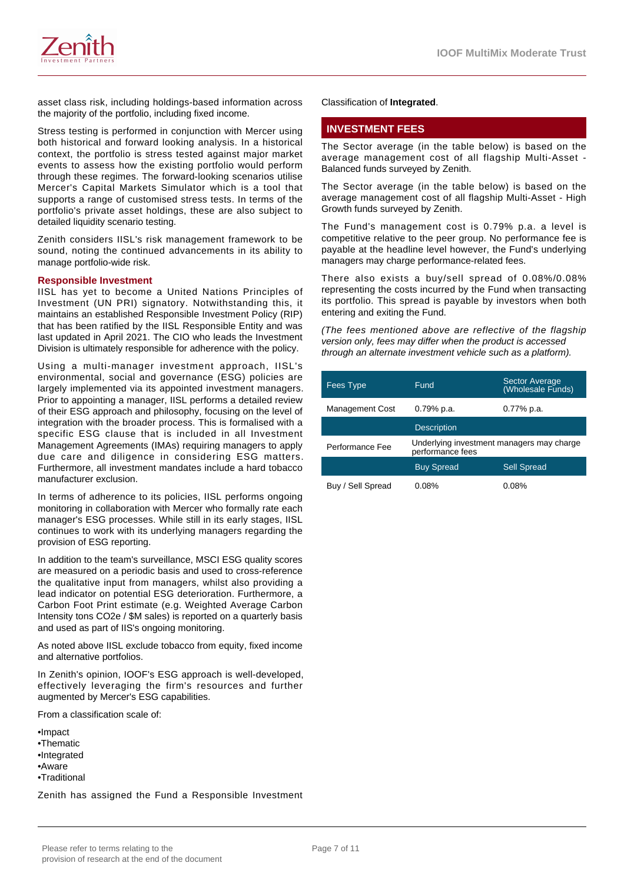asset class risk, including holdings-based information across the majority of the portfolio, including fixed income.

Stress testing is performed in conjunction with Mercer using both historical and forward looking analysis. In a historical context, the portfolio is stress tested against major market events to assess how the existing portfolio would perform through these regimes. The forward-looking scenarios utilise Mercer's Capital Markets Simulator which is a tool that supports a range of customised stress tests. In terms of the portfolio's private asset holdings, these are also subject to detailed liquidity scenario testing.

Zenith considers IISL's risk management framework to be sound, noting the continued advancements in its ability to manage portfolio-wide risk.

### Responsible Investment

IISL has yet to become a United Nations Principles of Investment (UN PRI) signatory. Notwithstanding this, it maintains an established Responsible Investment Policy (RIP) that has been ratified by the IISL Responsible Entity and was last updated in April 2021. The CIO who leads the Investment Division is ultimately responsible for adherence with the policy.

Using a multi-manager investment approach, IISL's environmental, social and governance (ESG) policies are largely implemented via its appointed investment managers. Prior to appointing a manager, IISL performs a detailed review of their ESG approach and philosophy, focusing on the level of integration with the broader process. This is formalised with a specific ESG clause that is included in all Investment Management Agreements (IMAs) requiring managers to apply due care and diligence in considering ESG matters. Furthermore, all investment mandates include a hard tobacco manufacturer exclusion.

In terms of adherence to its policies, IISL performs ongoing monitoring in collaboration with Mercer who formally rate each manager's ESG processes. While still in its early stages, IISL continues to work with its underlying managers regarding the provision of ESG reporting.

In addition to the team's surveillance, MSCI ESG quality scores are measured on a periodic basis and used to cross-reference the qualitative input from managers, whilst also providing a lead indicator on potential ESG deterioration. Furthermore, a Carbon Foot Print estimate (e.g. Weighted Average Carbon Intensity tons CO2e / $M sales) is reported on a quarterly basis and used as part of IIS's ongoing monitoring.

As noted above IISL exclude tobacco from equity, fixed income and alternative portfolios.

In Zenith's opinion, IOOF's ESG approach is well-developed, effectively leveraging the firm's resources and further augmented by Mercer's ESG capabilities.

From a classification scale of:

- Impact
- Thematic
- Integrated
- Aware
- Traditional

Zenith has assigned the Fund a Responsible Investment Classification of **Integrated**.

## INVESTMENT FEES

The Sector average (in the table below) is based on the average management cost of all flagship Multi-Asset - Balanced funds surveyed by Zenith.

The Sector average (in the table below) is based on the average management cost of all flagship Multi-Asset - High Growth funds surveyed by Zenith.

The Fund's management cost is 0.79% p.a. a level is competitive relative to the peer group. No performance fee is payable at the headline level however, the Fund's underlying managers may charge performance-related fees.

There also exists a buy/sell spread of 0.08%/0.08% representing the costs incurred by the Fund when transacting its portfolio. This spread is payable by investors when both entering and exiting the Fund.

*(The fees mentioned above are reflective of the flagship version only, fees may differ when the product is accessed through an alternate investment vehicle such as a platform).*

| Fees Type | Fund | Sector Average (Wholesale Funds) |
|---|---|---|
| Management Cost | 0.79% p.a. | 0.77% p.a. |
| | Description | |
| Performance Fee | Underlying investment managers may charge performance fees | |
| | Buy Spread | Sell Spread |
| Buy / Sell Spread | 0.08% | 0.08% |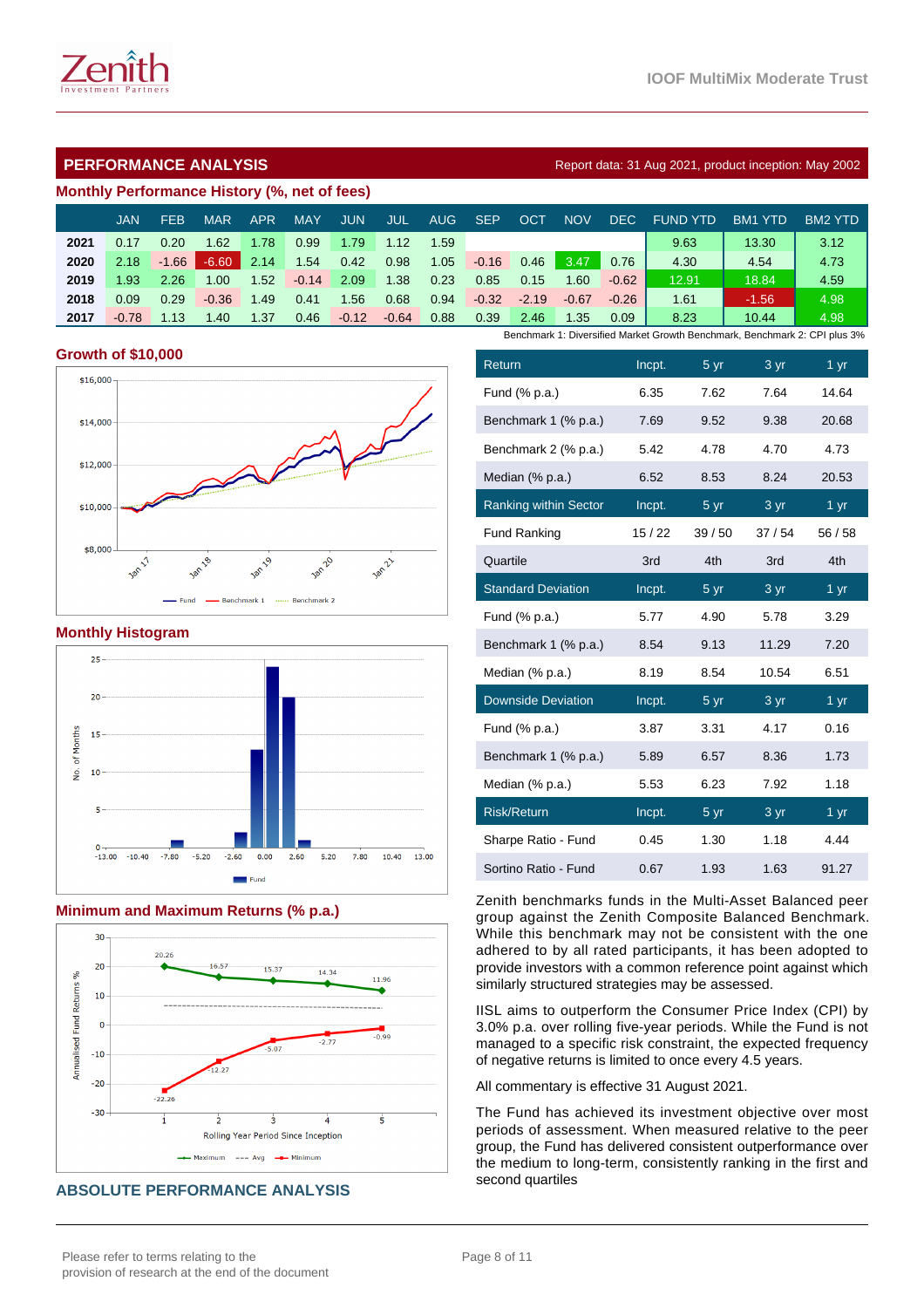## PERFORMANCE ANALYSIS

Report data: 31 Aug 2021, product inception: May 2002

### Monthly Performance History (%, net of fees)

| | JAN | FEB | MAR | APR | MAY | JUN | JUL | AUG | SEP | OCT | NOV | DEC | FUND YTD | BM1 YTD | BM2 YTD |
|---|---|---|---|---|---|---|---|---|---|---|---|---|---|---|---|
| 2021 | 0.17 | 0.20 | 1.62 | 1.78 | 0.99 | 1.79 | 1.12 | 1.59 | | | | | 9.63 | 13.30 | 3.12 |
| 2020 | 2.18 | -1.66 | -6.60 | 2.14 | 1.54 | 0.42 | 0.98 | 1.05 | -0.16 | 0.46 | 3.47 | 0.76 | 4.30 | 4.54 | 4.73 |
| 2019 | 1.93 | 2.26 | 1.00 | 1.52 | -0.14 | 2.09 | 1.38 | 0.23 | 0.85 | 0.15 | 1.60 | -0.62 | 12.91 | 18.84 | 4.59 |
| 2018 | 0.09 | 0.29 | -0.36 | 1.49 | 0.41 | 1.56 | 0.68 | 0.94 | -0.32 | -2.19 | -0.67 | -0.26 | 1.61 | -1.56 | 4.98 |
| 2017 | -0.78 | 1.13 | 1.40 | 1.37 | 0.46 | -0.12 | -0.64 | 0.88 | 0.39 | 2.46 | 1.35 | 0.09 | 8.23 | 10.44 | 4.98 |

Benchmark 1: Diversified Market Growth Benchmark, Benchmark 2: CPI plus 3%

### Growth of $10,000

$16,000
$14,000
$12,000
$10,000
$8,000
Jan 17
Jan 18
Jan 19
Jan 20
Jan 21
Fund
Benchmark 1
Benchmark 2

### Monthly Histogram

No. of Months
25
20
15
10
5
0
-13.00 -10.40 -7.80 -5.20 -2.60 0.00 2.60 5.20 7.80 10.40 13.00
Fund

### Minimum and Maximum Returns (% p.a.)

Annualised Fund Returns %
Rolling Year Period Since Inception
20.26 16.57 15.37 14.34 11.96
-22.26 -12.27 -5.07 -2.77 -0.99
Maximum
Avg
Minimum

| Return | Incpt. | 5 yr | 3 yr | 1 yr |
|---|---|---|---|---|
| Fund (% p.a.) | 6.35 | 7.62 | 7.64 | 14.64 |
| Benchmark 1 (% p.a.) | 7.69 | 9.52 | 9.38 | 20.68 |
| Benchmark 2 (% p.a.) | 5.42 | 4.78 | 4.70 | 4.73 |
| Median (% p.a.) | 6.52 | 8.53 | 8.24 | 20.53 |
| **Ranking within Sector** | **Incpt.** | **5 yr** | **3 yr** | **1 yr** |
| Fund Ranking | 15 / 22 | 39 / 50 | 37 / 54 | 56 / 58 |
| Quartile | 3rd | 4th | 3rd | 4th |
| **Standard Deviation** | **Incpt.** | **5 yr** | **3 yr** | **1 yr** |
| Fund (% p.a.) | 5.77 | 4.90 | 5.78 | 3.29 |
| Benchmark 1 (% p.a.) | 8.54 | 9.13 | 11.29 | 7.20 |
| Median (% p.a.) | 8.19 | 8.54 | 10.54 | 6.51 |
| **Downside Deviation** | **Incpt.** | **5 yr** | **3 yr** | **1 yr** |
| Fund (% p.a.) | 3.87 | 3.31 | 4.17 | 0.16 |
| Benchmark 1 (% p.a.) | 5.89 | 6.57 | 8.36 | 1.73 |
| Median (% p.a.) | 5.53 | 6.23 | 7.92 | 1.18 |
| **Risk/Return** | **Incpt.** | **5 yr** | **3 yr** | **1 yr** |
| Sharpe Ratio - Fund | 0.45 | 1.30 | 1.18 | 4.44 |
| Sortino Ratio - Fund | 0.67 | 1.93 | 1.63 | 91.27 |

Zenith benchmarks funds in the Multi-Asset Balanced peer group against the Zenith Composite Balanced Benchmark. While this benchmark may not be consistent with the one adhered to by all rated participants, it has been adopted to provide investors with a common reference point against which similarly structured strategies may be assessed.

IISL aims to outperform the Consumer Price Index (CPI) by 3.0% p.a. over rolling five-year periods. While the Fund is not managed to a specific risk constraint, the expected frequency of negative returns is limited to once every 4.5 years.

All commentary is effective 31 August 2021.

The Fund has achieved its investment objective over most periods of assessment. When measured relative to the peer group, the Fund has delivered consistent outperformance over the medium to long-term, consistently ranking in the first and second quartiles

## ABSOLUTE PERFORMANCE ANALYSIS

Please refer to terms relating to the provision of research at the end of the document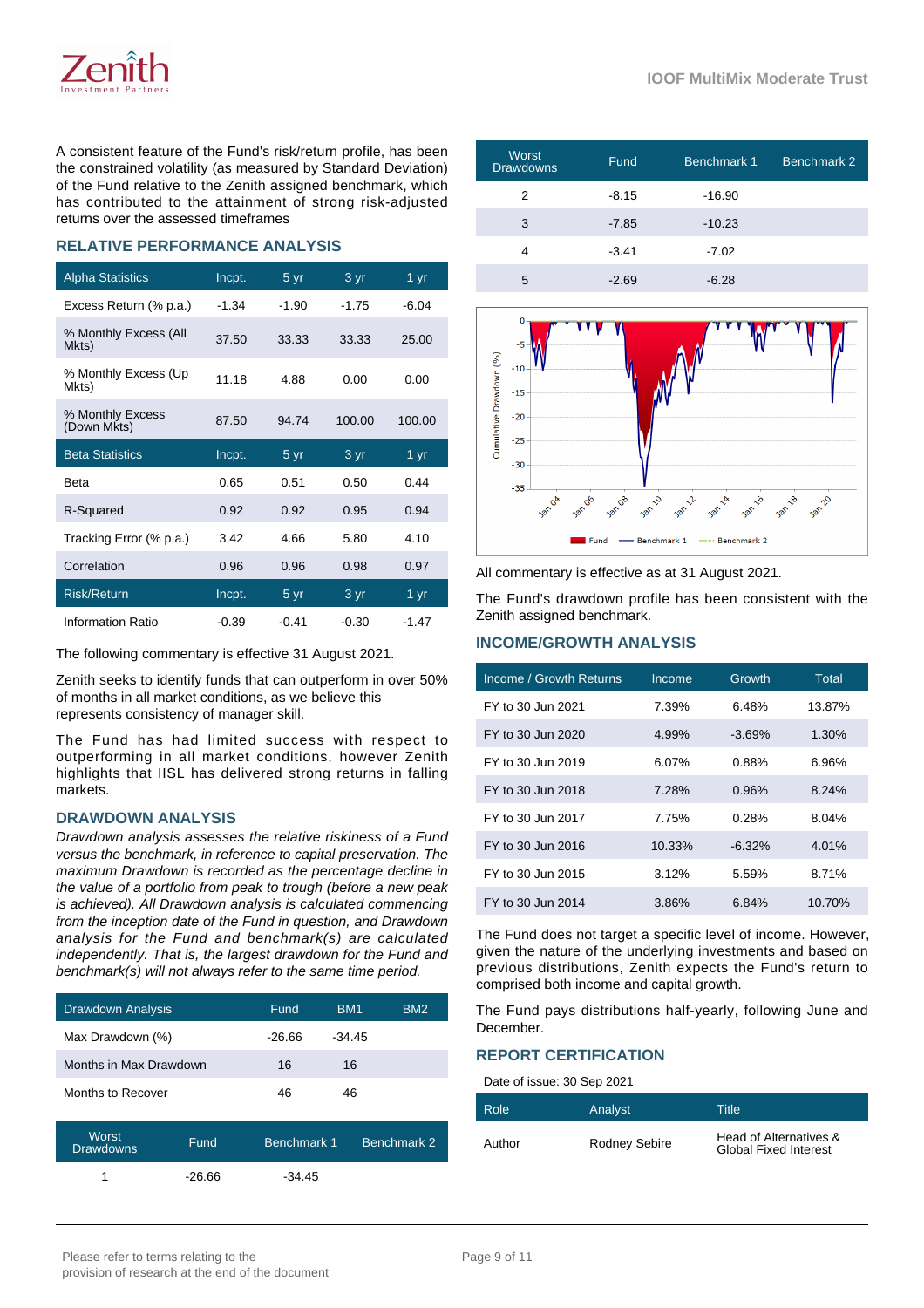A consistent feature of the Fund's risk/return profile, has been the constrained volatility (as measured by Standard Deviation) of the Fund relative to the Zenith assigned benchmark, which has contributed to the attainment of strong risk-adjusted returns over the assessed timeframes

## RELATIVE PERFORMANCE ANALYSIS

| Alpha Statistics | Incpt. | 5 yr | 3 yr | 1 yr |
|---|---|---|---|---|
| Excess Return (% p.a.) | -1.34 | -1.90 | -1.75 | -6.04 |
| % Monthly Excess (All Mkts) | 37.50 | 33.33 | 33.33 | 25.00 |
| % Monthly Excess (Up Mkts) | 11.18 | 4.88 | 0.00 | 0.00 |
| % Monthly Excess (Down Mkts) | 87.50 | 94.74 | 100.00 | 100.00 |
| **Beta Statistics** | **Incpt.** | **5 yr** | **3 yr** | **1 yr** |
| Beta | 0.65 | 0.51 | 0.50 | 0.44 |
| R-Squared | 0.92 | 0.92 | 0.95 | 0.94 |
| Tracking Error (% p.a.) | 3.42 | 4.66 | 5.80 | 4.10 |
| Correlation | 0.96 | 0.96 | 0.98 | 0.97 |
| **Risk/Return** | **Incpt.** | **5 yr** | **3 yr** | **1 yr** |
| Information Ratio | -0.39 | -0.41 | -0.30 | -1.47 |

The following commentary is effective 31 August 2021.

Zenith seeks to identify funds that can outperform in over 50% of months in all market conditions, as we believe this represents consistency of manager skill.

The Fund has had limited success with respect to outperforming in all market conditions, however Zenith highlights that IISL has delivered strong returns in falling markets.

## DRAWDOWN ANALYSIS

*Drawdown analysis assesses the relative riskiness of a Fund versus the benchmark, in reference to capital preservation. The maximum Drawdown is recorded as the percentage decline in the value of a portfolio from peak to trough (before a new peak is achieved). All Drawdown analysis is calculated commencing from the inception date of the Fund in question, and Drawdown analysis for the Fund and benchmark(s) are calculated independently. That is, the largest drawdown for the Fund and benchmark(s) will not always refer to the same time period.*

| Drawdown Analysis | Fund | BM1 | BM2 |
|---|---|---|---|
| Max Drawdown (%) | -26.66 | -34.45 | |
| Months in Max Drawdown | 16 | 16 | |
| Months to Recover | 46 | 46 | |

| Worst Drawdowns | Fund | Benchmark 1 | Benchmark 2 |
|---|---|---|---|
| 1 | -26.66 | -34.45 | |
| 2 | -8.15 | -16.90 | |
| 3 | -7.85 | -10.23 | |
| 4 | -3.41 | -7.02 | |
| 5 | -2.69 | -6.28 | |

Cumulative Drawdown (%)
0
-5
-10
-15
-20
-25
-30
-35
Jan 04
Jan 06
Jan 08
Jan 10
Jan 12
Jan 14
Jan 16
Jan 18
Jan 20
Fund
Benchmark 1
Benchmark 2

All commentary is effective as at 31 August 2021.

The Fund's drawdown profile has been consistent with the Zenith assigned benchmark.

## INCOME/GROWTH ANALYSIS

| Income / Growth Returns | Income | Growth | Total |
|---|---|---|---|
| FY to 30 Jun 2021 | 7.39% | 6.48% | 13.87% |
| FY to 30 Jun 2020 | 4.99% | -3.69% | 1.30% |
| FY to 30 Jun 2019 | 6.07% | 0.88% | 6.96% |
| FY to 30 Jun 2018 | 7.28% | 0.96% | 8.24% |
| FY to 30 Jun 2017 | 7.75% | 0.28% | 8.04% |
| FY to 30 Jun 2016 | 10.33% | -6.32% | 4.01% |
| FY to 30 Jun 2015 | 3.12% | 5.59% | 8.71% |
| FY to 30 Jun 2014 | 3.86% | 6.84% | 10.70% |

The Fund does not target a specific level of income. However, given the nature of the underlying investments and based on previous distributions, Zenith expects the Fund's return to comprised both income and capital growth.

The Fund pays distributions half-yearly, following June and December.

## REPORT CERTIFICATION

Date of issue: 30 Sep 2021

| Role | Analyst | Title |
|---|---|---|
| Author | Rodney Sebire | Head of Alternatives & Global Fixed Interest |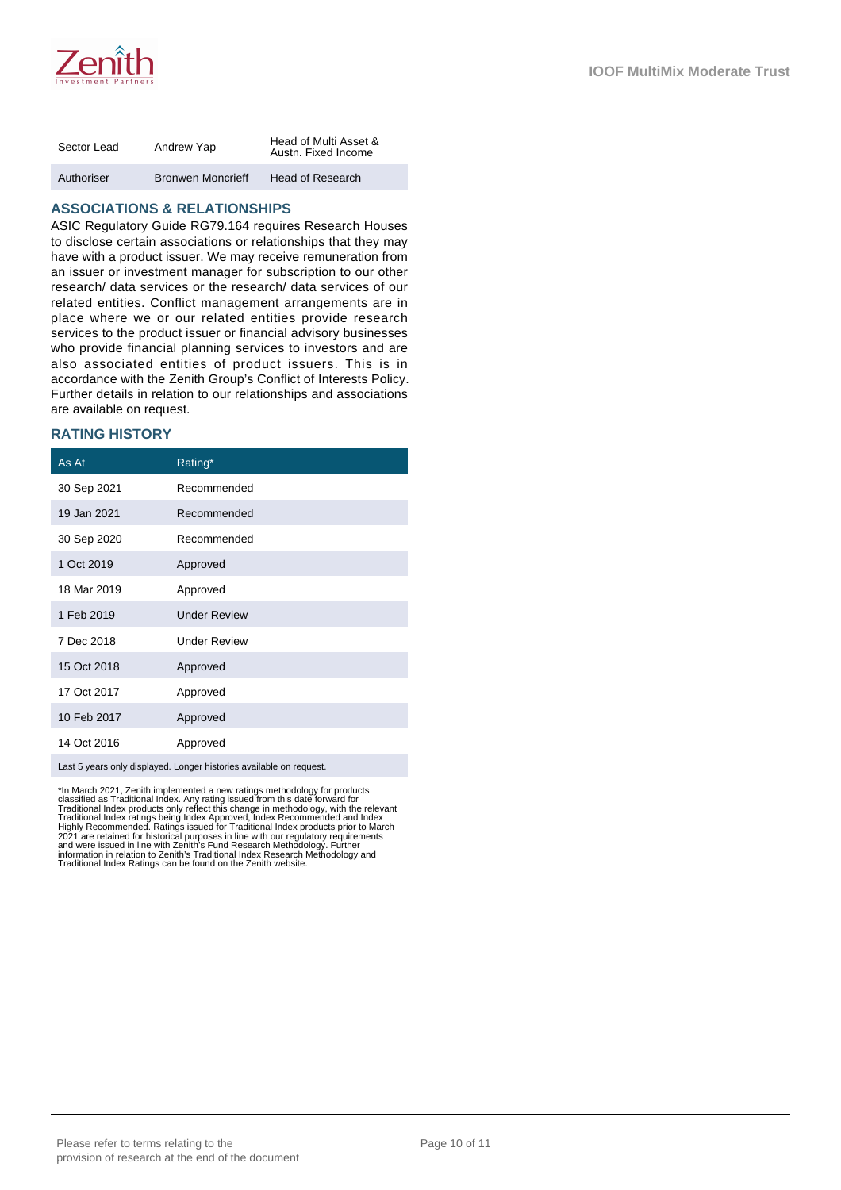| | | |
|---|---|---|
| Sector Lead | Andrew Yap | Head of Multi Asset & Austn. Fixed Income |
| Authoriser | Bronwen Moncrieff | Head of Research |

## ASSOCIATIONS & RELATIONSHIPS

ASIC Regulatory Guide RG79.164 requires Research Houses to disclose certain associations or relationships that they may have with a product issuer. We may receive remuneration from an issuer or investment manager for subscription to our other research/ data services or the research/ data services of our related entities. Conflict management arrangements are in place where we or our related entities provide research services to the product issuer or financial advisory businesses who provide financial planning services to investors and are also associated entities of product issuers. This is in accordance with the Zenith Group's Conflict of Interests Policy. Further details in relation to our relationships and associations are available on request.

## RATING HISTORY

| As At | Rating* |
|---|---|
| 30 Sep 2021 | Recommended |
| 19 Jan 2021 | Recommended |
| 30 Sep 2020 | Recommended |
| 1 Oct 2019 | Approved |
| 18 Mar 2019 | Approved |
| 1 Feb 2019 | Under Review |
| 7 Dec 2018 | Under Review |
| 15 Oct 2018 | Approved |
| 17 Oct 2017 | Approved |
| 10 Feb 2017 | Approved |
| 14 Oct 2016 | Approved |

Last 5 years only displayed. Longer histories available on request.

*In March 2021, Zenith implemented a new ratings methodology for products classified as Traditional Index. Any rating issued from this date forward for Traditional Index products only reflect this change in methodology, with the relevant Traditional Index ratings being Index Approved, Index Recommended and Index Highly Recommended. Ratings issued for Traditional Index products prior to March 2021 are retained for historical purposes in line with our regulatory requirements and were issued in line with Zenith's Fund Research Methodology. Further information in relation to Zenith's Traditional Index Research Methodology and Traditional Index Ratings can be found on the Zenith website.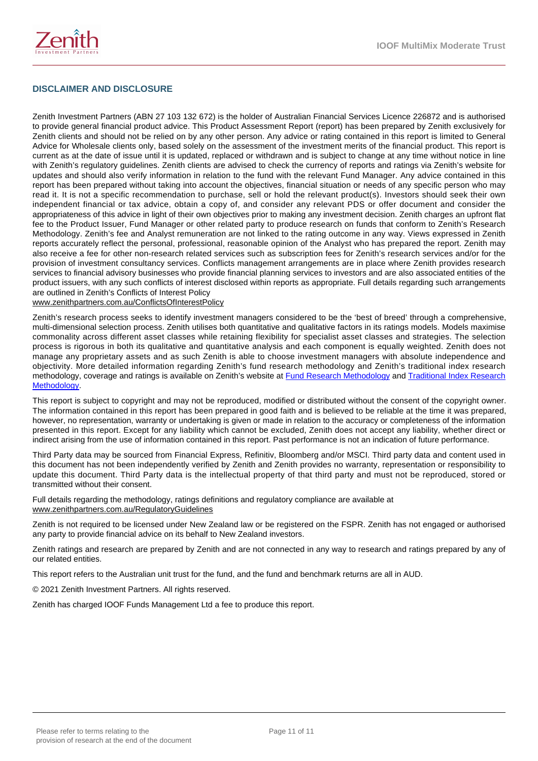## DISCLAIMER AND DISCLOSURE

Zenith Investment Partners (ABN 27 103 132 672) is the holder of Australian Financial Services Licence 226872 and is authorised to provide general financial product advice. This Product Assessment Report (report) has been prepared by Zenith exclusively for Zenith clients and should not be relied on by any other person. Any advice or rating contained in this report is limited to General Advice for Wholesale clients only, based solely on the assessment of the investment merits of the financial product. This report is current as at the date of issue until it is updated, replaced or withdrawn and is subject to change at any time without notice in line with Zenith's regulatory guidelines. Zenith clients are advised to check the currency of reports and ratings via Zenith's website for updates and should also verify information in relation to the fund with the relevant Fund Manager. Any advice contained in this report has been prepared without taking into account the objectives, financial situation or needs of any specific person who may read it. It is not a specific recommendation to purchase, sell or hold the relevant product(s). Investors should seek their own independent financial or tax advice, obtain a copy of, and consider any relevant PDS or offer document and consider the appropriateness of this advice in light of their own objectives prior to making any investment decision. Zenith charges an upfront flat fee to the Product Issuer, Fund Manager or other related party to produce research on funds that conform to Zenith's Research Methodology. Zenith's fee and Analyst remuneration are not linked to the rating outcome in any way. Views expressed in Zenith reports accurately reflect the personal, professional, reasonable opinion of the Analyst who has prepared the report. Zenith may also receive a fee for other non-research related services such as subscription fees for Zenith's research services and/or for the provision of investment consultancy services. Conflicts management arrangements are in place where Zenith provides research services to financial advisory businesses who provide financial planning services to investors and are also associated entities of the product issuers, with any such conflicts of interest disclosed within reports as appropriate. Full details regarding such arrangements are outlined in Zenith's Conflicts of Interest Policy
www.zenithpartners.com.au/ConflictsOfInterestPolicy

Zenith's research process seeks to identify investment managers considered to be the 'best of breed' through a comprehensive, multi-dimensional selection process. Zenith utilises both quantitative and qualitative factors in its ratings models. Models maximise commonality across different asset classes while retaining flexibility for specialist asset classes and strategies. The selection process is rigorous in both its qualitative and quantitative analysis and each component is equally weighted. Zenith does not manage any proprietary assets and as such Zenith is able to choose investment managers with absolute independence and objectivity. More detailed information regarding Zenith's fund research methodology and Zenith's traditional index research methodology, coverage and ratings is available on Zenith's website at Fund Research Methodology and Traditional Index Research Methodology.

This report is subject to copyright and may not be reproduced, modified or distributed without the consent of the copyright owner. The information contained in this report has been prepared in good faith and is believed to be reliable at the time it was prepared, however, no representation, warranty or undertaking is given or made in relation to the accuracy or completeness of the information presented in this report. Except for any liability which cannot be excluded, Zenith does not accept any liability, whether direct or indirect arising from the use of information contained in this report. Past performance is not an indication of future performance.

Third Party data may be sourced from Financial Express, Refinitiv, Bloomberg and/or MSCI. Third party data and content used in this document has not been independently verified by Zenith and Zenith provides no warranty, representation or responsibility to update this document. Third Party data is the intellectual property of that third party and must not be reproduced, stored or transmitted without their consent.

Full details regarding the methodology, ratings definitions and regulatory compliance are available at
www.zenithpartners.com.au/RegulatoryGuidelines

Zenith is not required to be licensed under New Zealand law or be registered on the FSPR. Zenith has not engaged or authorised any party to provide financial advice on its behalf to New Zealand investors.

Zenith ratings and research are prepared by Zenith and are not connected in any way to research and ratings prepared by any of our related entities.

This report refers to the Australian unit trust for the fund, and the fund and benchmark returns are all in AUD.

© 2021 Zenith Investment Partners. All rights reserved.

Zenith has charged IOOF Funds Management Ltd a fee to produce this report.